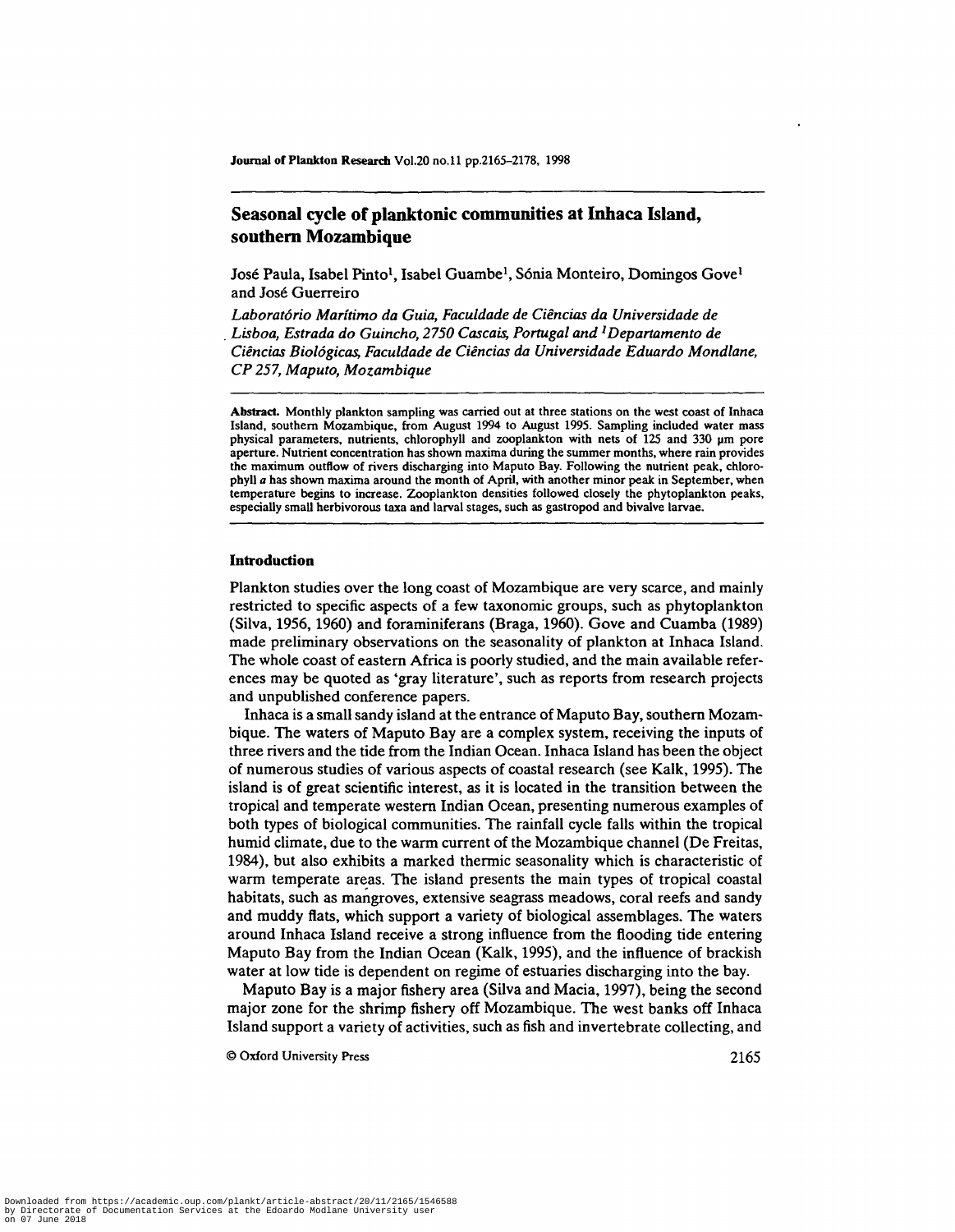# Seasonal cycle of planktonic communities at Inhaca Island, southern Mozambique

José Paula, Isabel Pinto[1], Isabel Guambe[1], Sónia Monteiro, Domingos Gove[1] and José Guerreiro

*Laboratório Marítimo da Guia, Faculdade de Ciências da Universidade de Lisboa, Estrada do Guincho, 2750 Cascais, Portugal and [1]Departamento de Ciências Biológicas, Faculdade de Ciências da Universidade Eduardo Mondlane, CP 257, Maputo, Mozambique*

**Abstract.** Monthly plankton sampling was carried out at three stations on the west coast of Inhaca Island, southern Mozambique, from August 1994 to August 1995. Sampling included water mass physical parameters, nutrients, chlorophyll and zooplankton with nets of 125 and 330 μm pore aperture. Nutrient concentration has shown maxima during the summer months, where rain provides the maximum outflow of rivers discharging into Maputo Bay. Following the nutrient peak, chlorophyll *a* has shown maxima around the month of April, with another minor peak in September, when temperature begins to increase. Zooplankton densities followed closely the phytoplankton peaks, especially small herbivorous taxa and larval stages, such as gastropod and bivalve larvae.

## Introduction

Plankton studies over the long coast of Mozambique are very scarce, and mainly restricted to specific aspects of a few taxonomic groups, such as phytoplankton (Silva, 1956, 1960) and foraminiferans (Braga, 1960). Gove and Cuamba (1989) made preliminary observations on the seasonality of plankton at Inhaca Island. The whole coast of eastern Africa is poorly studied, and the main available references may be quoted as 'gray literature', such as reports from research projects and unpublished conference papers.

Inhaca is a small sandy island at the entrance of Maputo Bay, southern Mozambique. The waters of Maputo Bay are a complex system, receiving the inputs of three rivers and the tide from the Indian Ocean. Inhaca Island has been the object of numerous studies of various aspects of coastal research (see Kalk, 1995). The island is of great scientific interest, as it is located in the transition between the tropical and temperate western Indian Ocean, presenting numerous examples of both types of biological communities. The rainfall cycle falls within the tropical humid climate, due to the warm current of the Mozambique channel (De Freitas, 1984), but also exhibits a marked thermic seasonality which is characteristic of warm temperate areas. The island presents the main types of tropical coastal habitats, such as mangroves, extensive seagrass meadows, coral reefs and sandy and muddy flats, which support a variety of biological assemblages. The waters around Inhaca Island receive a strong influence from the flooding tide entering Maputo Bay from the Indian Ocean (Kalk, 1995), and the influence of brackish water at low tide is dependent on regime of estuaries discharging into the bay.

Maputo Bay is a major fishery area (Silva and Macia, 1997), being the second major zone for the shrimp fishery off Mozambique. The west banks off Inhaca Island support a variety of activities, such as fish and invertebrate collecting, and

© Oxford University Press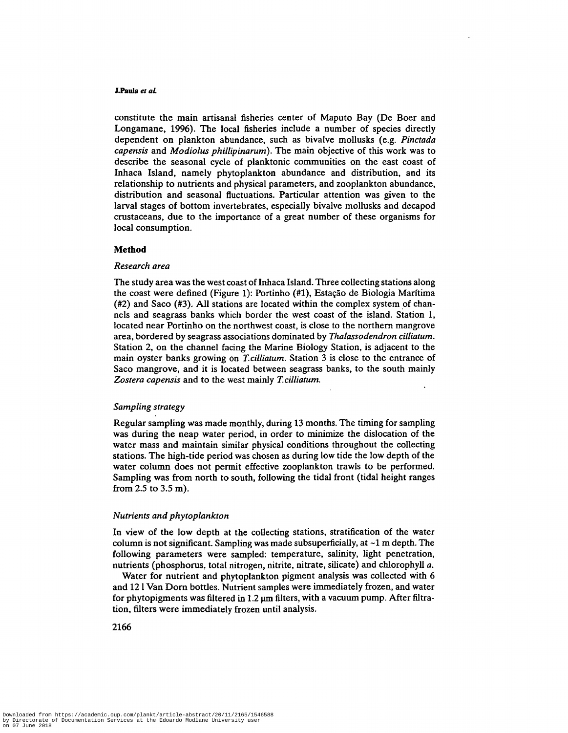constitute the main artisanal fisheries center of Maputo Bay (De Boer and Longamane, 1996). The local fisheries include a number of species directly dependent on plankton abundance, such as bivalve mollusks (e.g. *Pinctada capensis* and *Modiolus phillipinarum*). The main objective of this work was to describe the seasonal cycle of planktonic communities on the east coast of Inhaca Island, namely phytoplankton abundance and distribution, and its relationship to nutrients and physical parameters, and zooplankton abundance, distribution and seasonal fluctuations. Particular attention was given to the larval stages of bottom invertebrates, especially bivalve mollusks and decapod crustaceans, due to the importance of a great number of these organisms for local consumption.

## Method

### *Research area*

The study area was the west coast of Inhaca Island. Three collecting stations along the coast were defined (Figure 1): Portinho (#1), Estação de Biologia Marítima (#2) and Saco (#3). All stations are located within the complex system of channels and seagrass banks which border the west coast of the island. Station 1, located near Portinho on the northwest coast, is close to the northern mangrove area, bordered by seagrass associations dominated by *Thalassodendron cilliatum*. Station 2, on the channel facing the Marine Biology Station, is adjacent to the main oyster banks growing on *T.cilliatum*. Station 3 is close to the entrance of Saco mangrove, and it is located between seagrass banks, to the south mainly *Zostera capensis* and to the west mainly *T.cilliatum*.

### *Sampling strategy*

Regular sampling was made monthly, during 13 months. The timing for sampling was during the neap water period, in order to minimize the dislocation of the water mass and maintain similar physical conditions throughout the collecting stations. The high-tide period was chosen as during low tide the low depth of the water column does not permit effective zooplankton trawls to be performed. Sampling was from north to south, following the tidal front (tidal height ranges from 2.5 to 3.5 m).

### *Nutrients and phytoplankton*

In view of the low depth at the collecting stations, stratification of the water column is not significant. Sampling was made subsuperficially, at ~1 m depth. The following parameters were sampled: temperature, salinity, light penetration, nutrients (phosphorus, total nitrogen, nitrite, nitrate, silicate) and chlorophyll *a*.

Water for nutrient and phytoplankton pigment analysis was collected with 6 and 12 l Van Dorn bottles. Nutrient samples were immediately frozen, and water for phytopigments was filtered in 1.2 μm filters, with a vacuum pump. After filtration, filters were immediately frozen until analysis.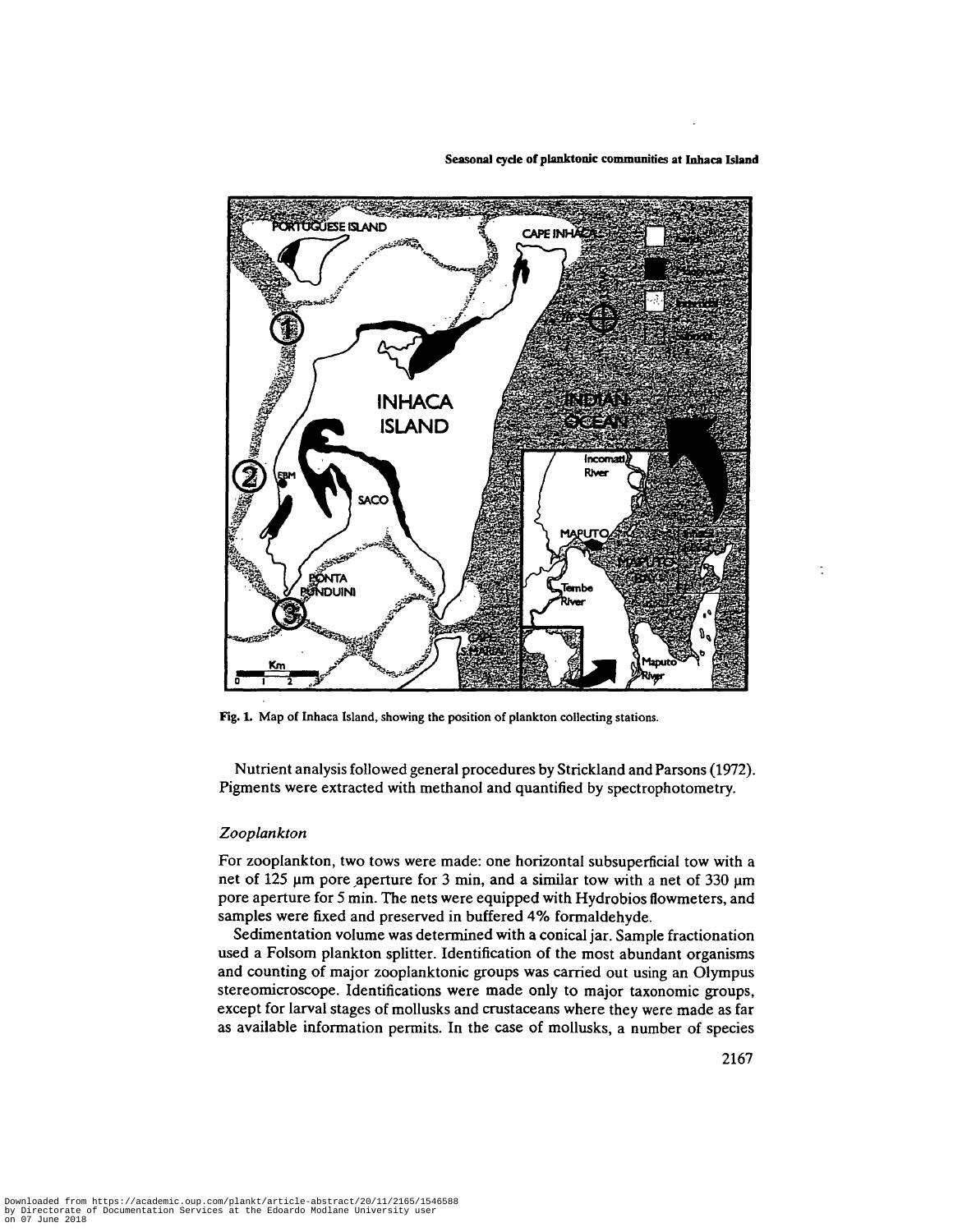Fig. 1. Map of Inhaca Island, showing the position of plankton collecting stations.

Nutrient analysis followed general procedures by Strickland and Parsons (1972). Pigments were extracted with methanol and quantified by spectrophotometry.

### *Zooplankton*

For zooplankton, two tows were made: one horizontal subsuperficial tow with a net of 125 μm pore aperture for 3 min, and a similar tow with a net of 330 μm pore aperture for 5 min. The nets were equipped with Hydrobios flowmeters, and samples were fixed and preserved in buffered 4% formaldehyde.

Sedimentation volume was determined with a conical jar. Sample fractionation used a Folsom plankton splitter. Identification of the most abundant organisms and counting of major zooplanktonic groups was carried out using an Olympus stereomicroscope. Identifications were made only to major taxonomic groups, except for larval stages of mollusks and crustaceans where they were made as far as available information permits. In the case of mollusks, a number of species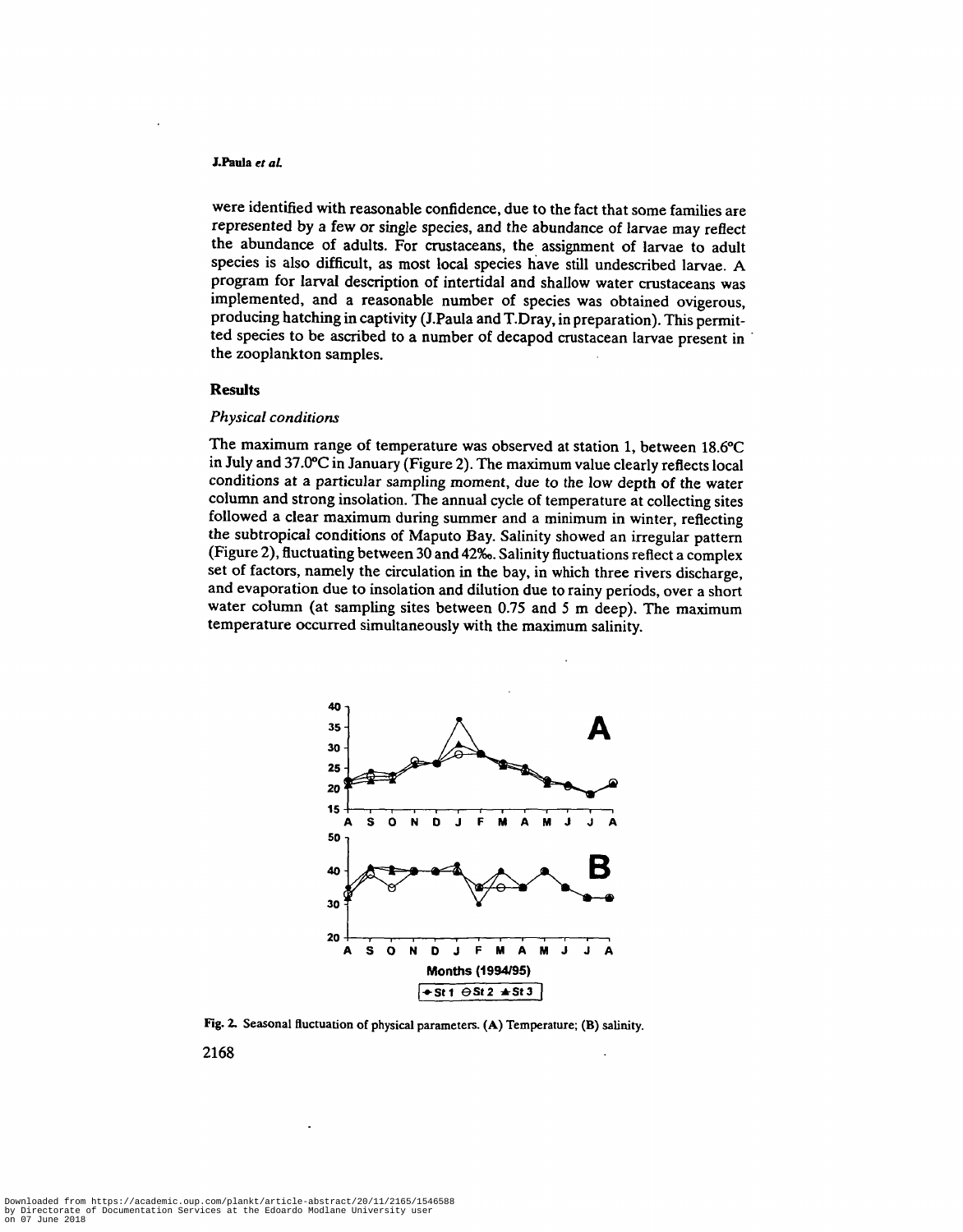were identified with reasonable confidence, due to the fact that some families are represented by a few or single species, and the abundance of larvae may reflect the abundance of adults. For crustaceans, the assignment of larvae to adult species is also difficult, as most local species have still undescribed larvae. A program for larval description of intertidal and shallow water crustaceans was implemented, and a reasonable number of species was obtained ovigerous, producing hatching in captivity (J.Paula and T.Dray, in preparation). This permitted species to be ascribed to a number of decapod crustacean larvae present in the zooplankton samples.

## Results

### *Physical conditions*

The maximum range of temperature was observed at station 1, between 18.6°C in July and 37.0°C in January (Figure 2). The maximum value clearly reflects local conditions at a particular sampling moment, due to the low depth of the water column and strong insolation. The annual cycle of temperature at collecting sites followed a clear maximum during summer and a minimum in winter, reflecting the subtropical conditions of Maputo Bay. Salinity showed an irregular pattern (Figure 2), fluctuating between 30 and 42‰. Salinity fluctuations reflect a complex set of factors, namely the circulation in the bay, in which three rivers discharge, and evaporation due to insolation and dilution due to rainy periods, over a short water column (at sampling sites between 0.75 and 5 m deep). The maximum temperature occurred simultaneously with the maximum salinity.

**Fig. 2.** Seasonal fluctuation of physical parameters. (**A**) Temperature; (**B**) salinity.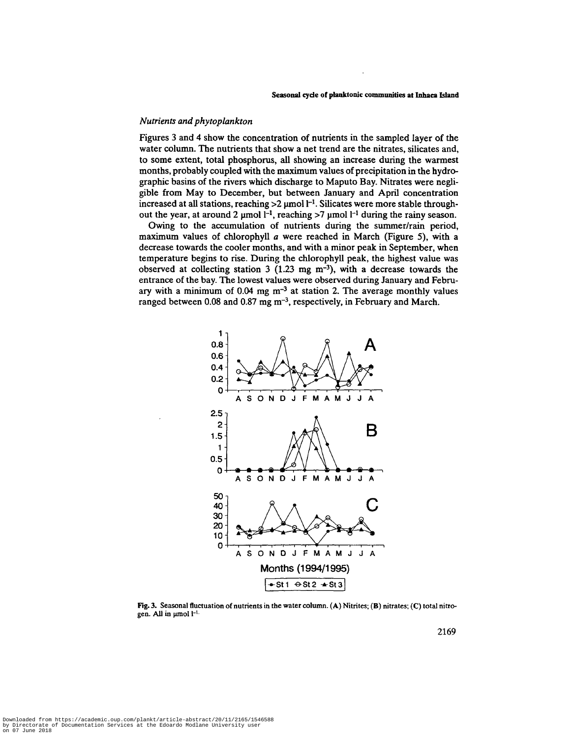### *Nutrients and phytoplankton*

Figures 3 and 4 show the concentration of nutrients in the sampled layer of the water column. The nutrients that show a net trend are the nitrates, silicates and, to some extent, total phosphorus, all showing an increase during the warmest months, probably coupled with the maximum values of precipitation in the hydrographic basins of the rivers which discharge to Maputo Bay. Nitrates were negligible from May to December, but between January and April concentration increased at all stations, reaching >2 $\mu$mol $l^{-1}$. Silicates were more stable throughout the year, at around 2 $\mu$mol $l^{-1}$, reaching >7 $\mu$mol $l^{-1}$ during the rainy season.

Owing to the accumulation of nutrients during the summer/rain period, maximum values of chlorophyll *a* were reached in March (Figure 5), with a decrease towards the cooler months, and with a minor peak in September, when temperature begins to rise. During the chlorophyll peak, the highest value was observed at collecting station 3 (1.23 mg $m^{-3}$), with a decrease towards the entrance of the bay. The lowest values were observed during January and February with a minimum of 0.04 mg $m^{-3}$ at station 2. The average monthly values ranged between 0.08 and 0.87 mg $m^{-3}$, respectively, in February and March.

**Fig. 3.** Seasonal fluctuation of nutrients in the water column. (**A**) Nitrites; (**B**) nitrates; (**C**) total nitrogen. All in $\mu$mol $l^{-1}$.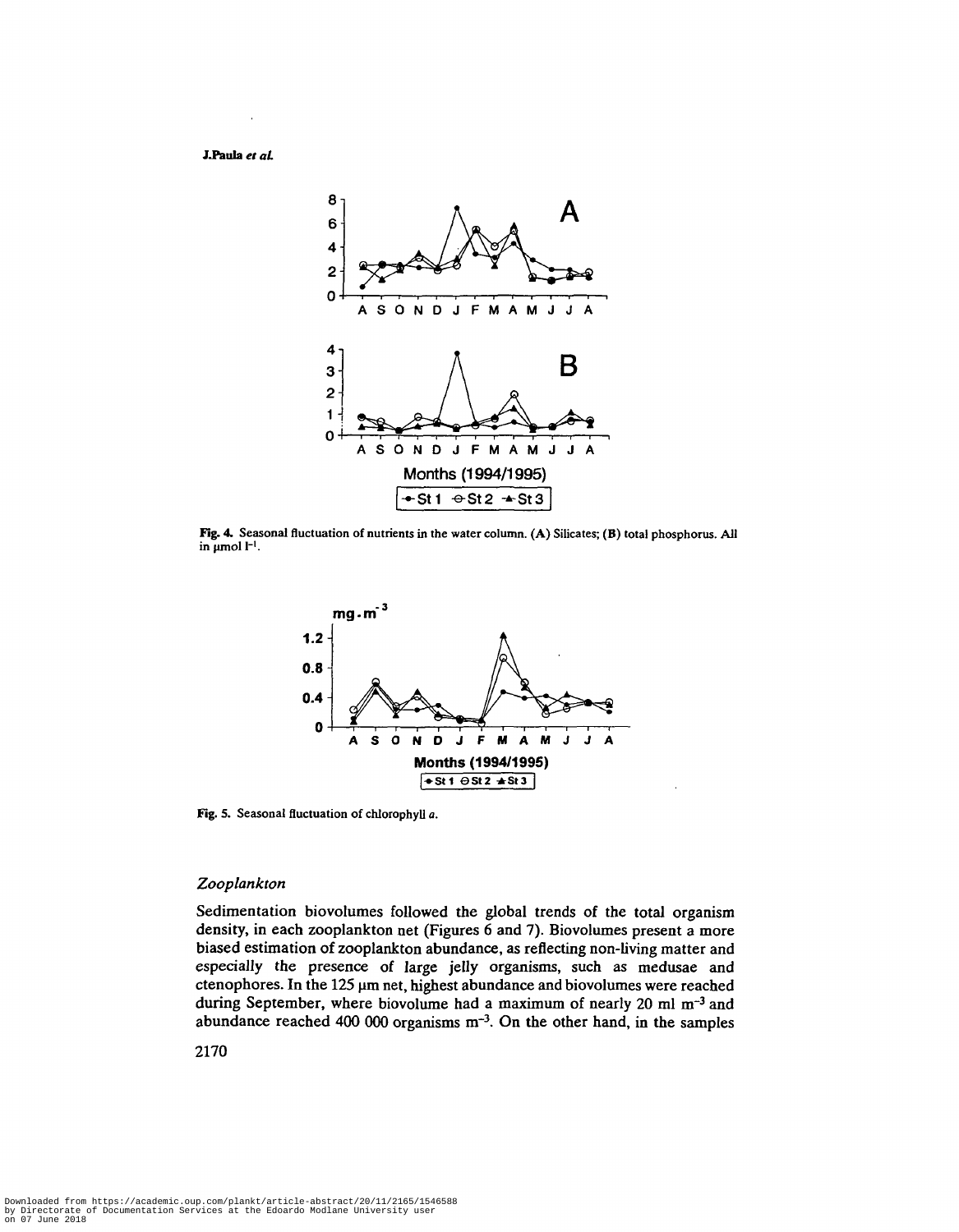Fig. 4. Seasonal fluctuation of nutrients in the water column. (A) Silicates; (B) total phosphorus. All in μmol $l^{-1}$.

Fig. 5. Seasonal fluctuation of chlorophyll *a*.

## *Zooplankton*

Sedimentation biovolumes followed the global trends of the total organism density, in each zooplankton net (Figures 6 and 7). Biovolumes present a more biased estimation of zooplankton abundance, as reflecting non-living matter and especially the presence of large jelly organisms, such as medusae and ctenophores. In the 125 μm net, highest abundance and biovolumes were reached during September, where biovolume had a maximum of nearly 20 ml $m^{-3}$ and abundance reached 400 000 organisms $m^{-3}$. On the other hand, in the samples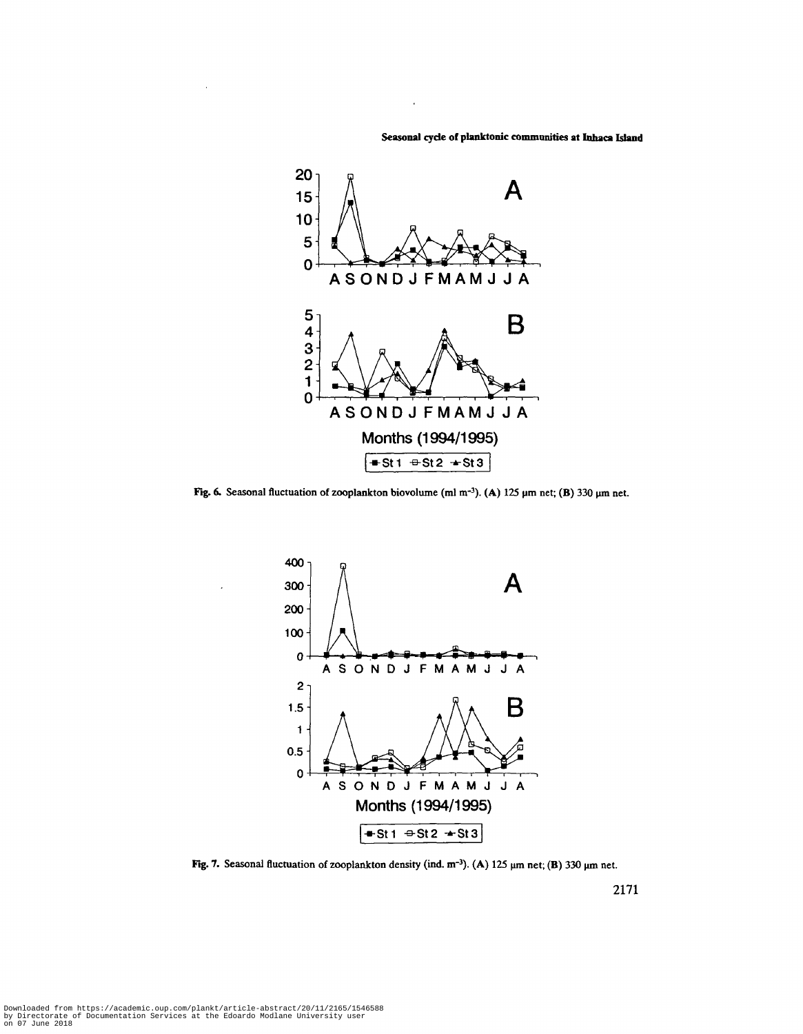Fig. 6. Seasonal fluctuation of zooplankton biovolume (ml $m^{-3}$). (A) 125 µm net; (B) 330 µm net.

Fig. 7. Seasonal fluctuation of zooplankton density (ind. $m^{-3}$). (A) 125 µm net; (B) 330 µm net.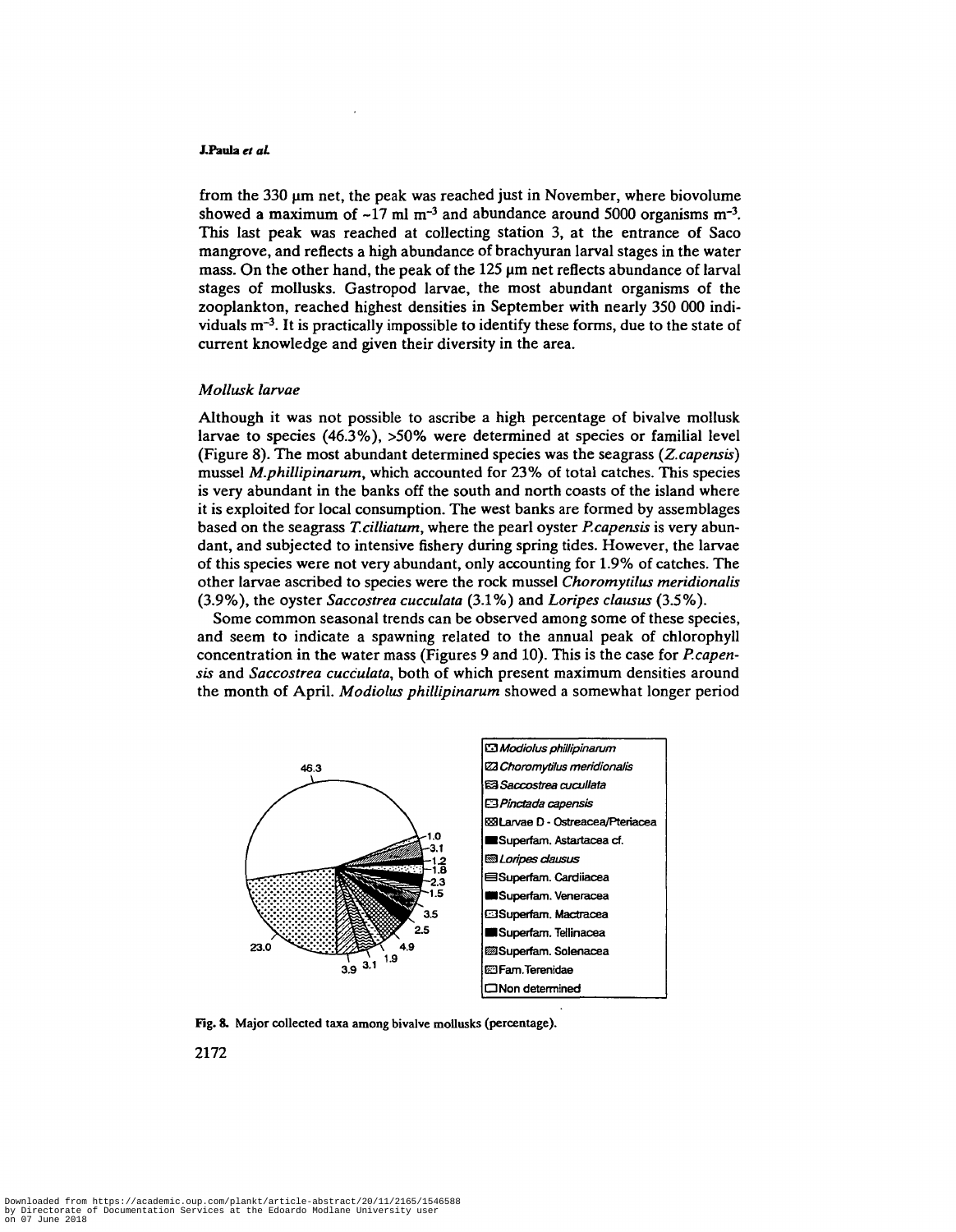from the 330 μm net, the peak was reached just in November, where biovolume showed a maximum of ~17 ml $m^{-3}$ and abundance around 5000 organisms $m^{-3}$. This last peak was reached at collecting station 3, at the entrance of Saco mangrove, and reflects a high abundance of brachyuran larval stages in the water mass. On the other hand, the peak of the 125 μm net reflects abundance of larval stages of mollusks. Gastropod larvae, the most abundant organisms of the zooplankton, reached highest densities in September with nearly 350 000 individuals $m^{-3}$. It is practically impossible to identify these forms, due to the state of current knowledge and given their diversity in the area.

### *Mollusk larvae*

Although it was not possible to ascribe a high percentage of bivalve mollusk larvae to species (46.3%), >50% were determined at species or familial level (Figure 8). The most abundant determined species was the seagrass (*Z.capensis*) mussel *M.phillipinarum*, which accounted for 23% of total catches. This species is very abundant in the banks off the south and north coasts of the island where it is exploited for local consumption. The west banks are formed by assemblages based on the seagrass *T.cilliatum*, where the pearl oyster *P.capensis* is very abundant, and subjected to intensive fishery during spring tides. However, the larvae of this species were not very abundant, only accounting for 1.9% of catches. The other larvae ascribed to species were the rock mussel *Choromytilus meridionalis* (3.9%), the oyster *Saccostrea cucculata* (3.1%) and *Loripes clausus* (3.5%).

Some common seasonal trends can be observed among some of these species, and seem to indicate a spawning related to the annual peak of chlorophyll concentration in the water mass (Figures 9 and 10). This is the case for *P.capensis* and *Saccostrea cucculata*, both of which present maximum densities around the month of April. *Modiolus phillipinarum* showed a somewhat longer period

**Fig. 8.** Major collected taxa among bivalve mollusks (percentage).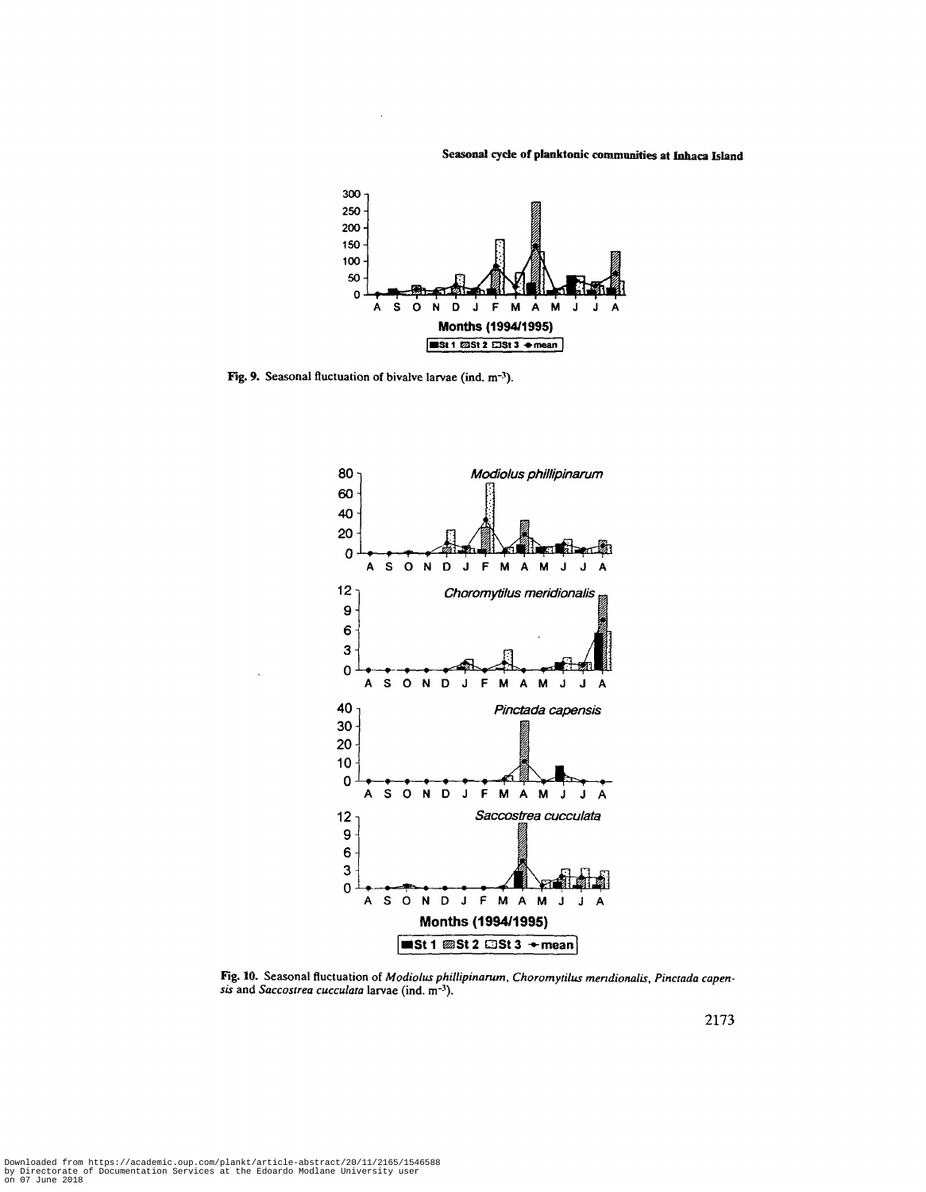Fig. 9. Seasonal fluctuation of bivalve larvae (ind. $m^{-3}$).

Fig. 10. Seasonal fluctuation of *Modiolus phillipinarum*, *Choromytilus meridionalis*, *Pinctada capensis* and *Saccostrea cucculata* larvae (ind. $m^{-3}$).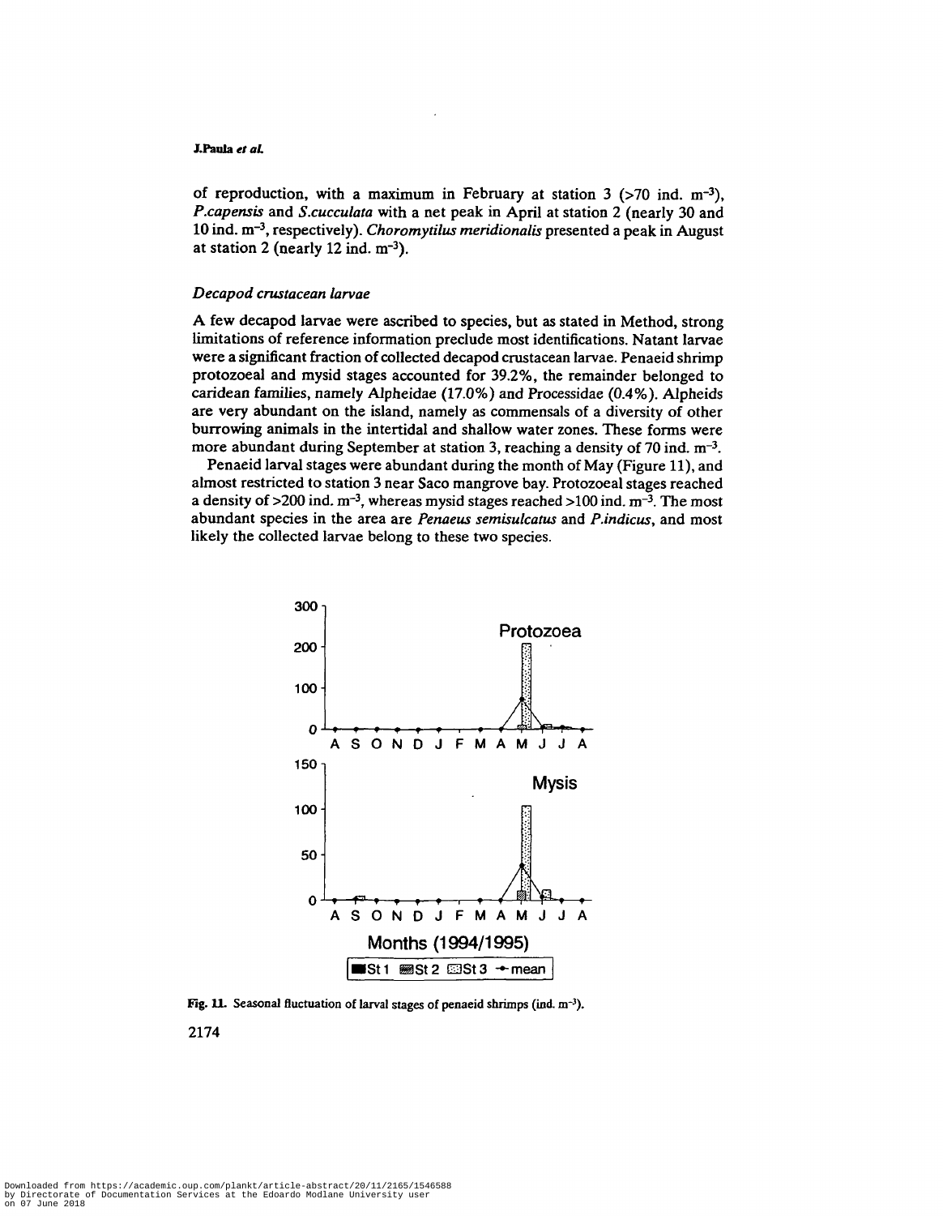of reproduction, with a maximum in February at station 3 (>70 ind. $m^{-3}$), *P.capensis* and *S.cucculata* with a net peak in April at station 2 (nearly 30 and 10 ind. $m^{-3}$, respectively). *Choromytilus meridionalis* presented a peak in August at station 2 (nearly 12 ind. $m^{-3}$).

### *Decapod crustacean larvae*

A few decapod larvae were ascribed to species, but as stated in Method, strong limitations of reference information preclude most identifications. Natant larvae were a significant fraction of collected decapod crustacean larvae. Penaeid shrimp protozoeal and mysid stages accounted for 39.2%, the remainder belonged to caridean families, namely Alpheidae (17.0%) and Processidae (0.4%). Alpheids are very abundant on the island, namely as commensals of a diversity of other burrowing animals in the intertidal and shallow water zones. These forms were more abundant during September at station 3, reaching a density of 70 ind. $m^{-3}$.

Penaeid larval stages were abundant during the month of May (Figure 11), and almost restricted to station 3 near Saco mangrove bay. Protozoeal stages reached a density of >200 ind. $m^{-3}$, whereas mysid stages reached >100 ind. $m^{-3}$. The most abundant species in the area are *Penaeus semisulcatus* and *P.indicus*, and most likely the collected larvae belong to these two species.

**Fig. 11.** Seasonal fluctuation of larval stages of penaeid shrimps (ind. $m^{-3}$).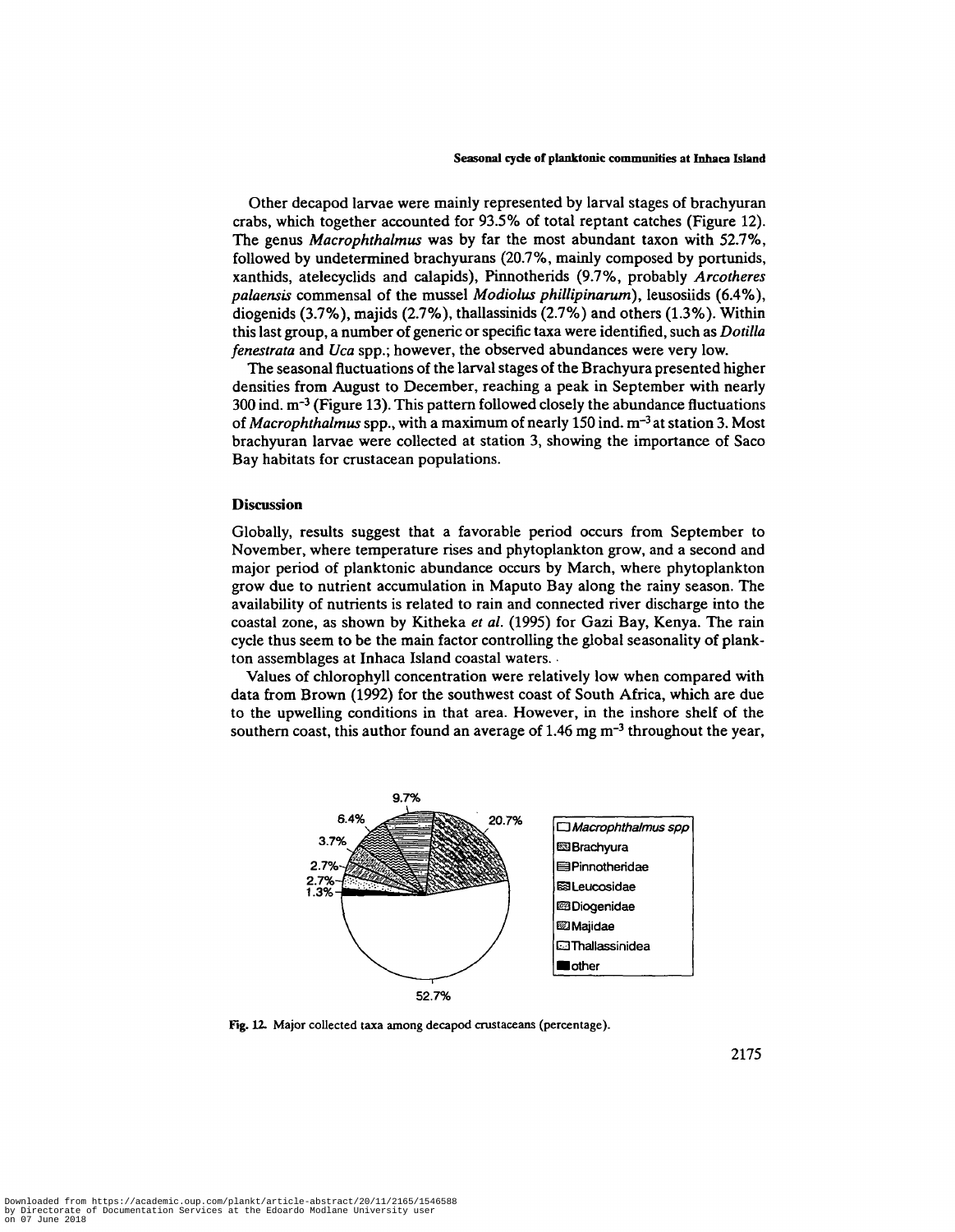Other decapod larvae were mainly represented by larval stages of brachyuran crabs, which together accounted for 93.5% of total reptant catches (Figure 12). The genus *Macrophthalmus* was by far the most abundant taxon with 52.7%, followed by undetermined brachyurans (20.7%, mainly composed by portunids, xanthids, atelecyclids and calapids), Pinnotherids (9.7%, probably *Arcotheres palaensis* commensal of the mussel *Modiolus phillipinarum*), leusosiids (6.4%), diogenids (3.7%), majids (2.7%), thallassinids (2.7%) and others (1.3%). Within this last group, a number of generic or specific taxa were identified, such as *Dotilla fenestrata* and *Uca* spp.; however, the observed abundances were very low.

The seasonal fluctuations of the larval stages of the Brachyura presented higher densities from August to December, reaching a peak in September with nearly 300 ind. $m^{-3}$ (Figure 13). This pattern followed closely the abundance fluctuations of *Macrophthalmus* spp., with a maximum of nearly 150 ind. $m^{-3}$ at station 3. Most brachyuran larvae were collected at station 3, showing the importance of Saco Bay habitats for crustacean populations.

## Discussion

Globally, results suggest that a favorable period occurs from September to November, where temperature rises and phytoplankton grow, and a second and major period of planktonic abundance occurs by March, where phytoplankton grow due to nutrient accumulation in Maputo Bay along the rainy season. The availability of nutrients is related to rain and connected river discharge into the coastal zone, as shown by Kitheka *et al.* (1995) for Gazi Bay, Kenya. The rain cycle thus seem to be the main factor controlling the global seasonality of plankton assemblages at Inhaca Island coastal waters.

Values of chlorophyll concentration were relatively low when compared with data from Brown (1992) for the southwest coast of South Africa, which are due to the upwelling conditions in that area. However, in the inshore shelf of the southern coast, this author found an average of 1.46 mg $m^{-3}$ throughout the year,

**Fig. 12.** Major collected taxa among decapod crustaceans (percentage).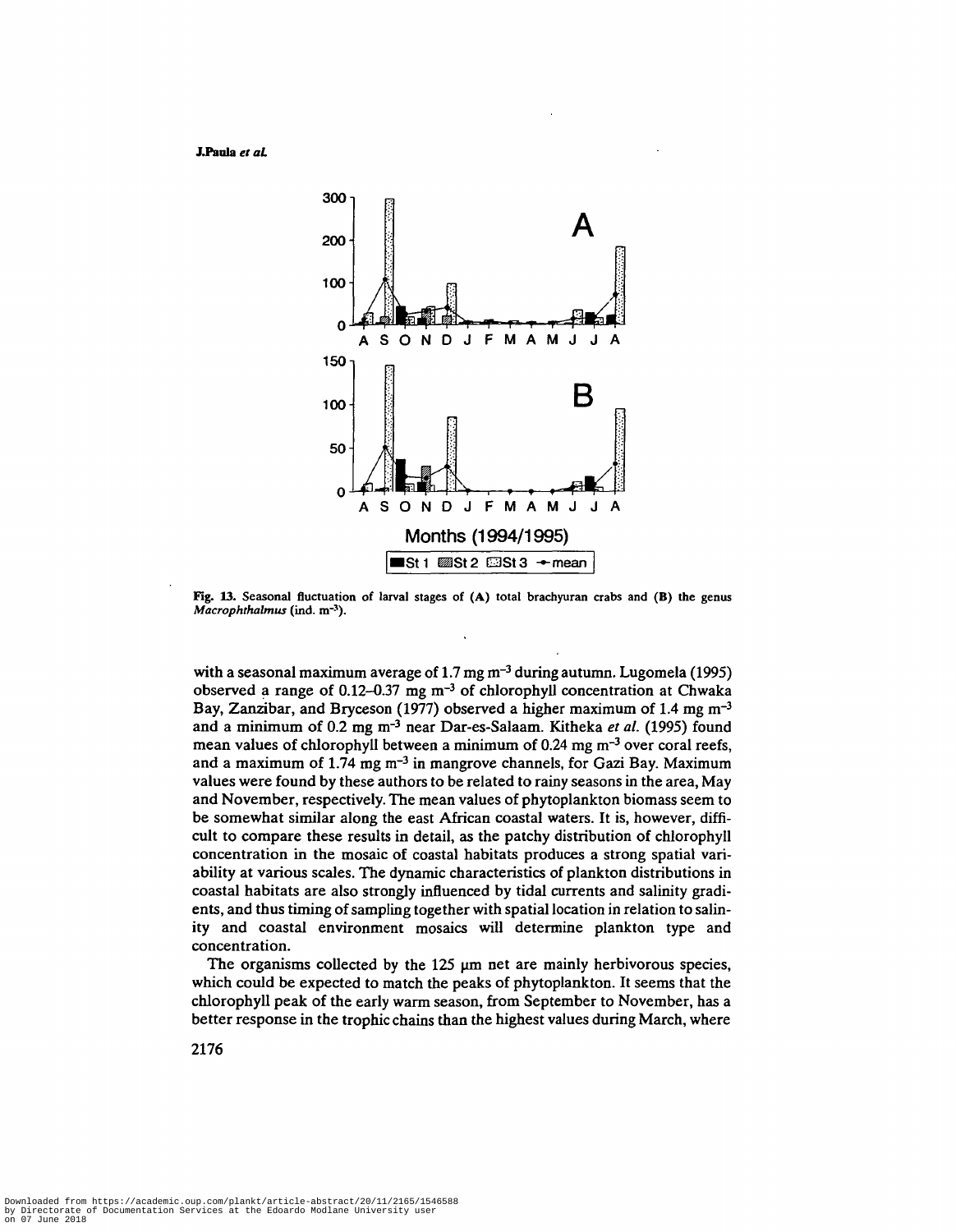Fig. 13. Seasonal fluctuation of larval stages of (A) total brachyuran crabs and (B) the genus *Macrophthalmus* (ind. $m^{-3}$).

with a seasonal maximum average of 1.7 mg $m^{-3}$ during autumn. Lugomela (1995) observed a range of 0.12–0.37 mg $m^{-3}$ of chlorophyll concentration at Chwaka Bay, Zanzibar, and Bryceson (1977) observed a higher maximum of 1.4 mg $m^{-3}$ and a minimum of 0.2 mg $m^{-3}$ near Dar-es-Salaam. Kitheka *et al.* (1995) found mean values of chlorophyll between a minimum of 0.24 mg $m^{-3}$ over coral reefs, and a maximum of 1.74 mg $m^{-3}$ in mangrove channels, for Gazi Bay. Maximum values were found by these authors to be related to rainy seasons in the area, May and November, respectively. The mean values of phytoplankton biomass seem to be somewhat similar along the east African coastal waters. It is, however, difficult to compare these results in detail, as the patchy distribution of chlorophyll concentration in the mosaic of coastal habitats produces a strong spatial variability at various scales. The dynamic characteristics of plankton distributions in coastal habitats are also strongly influenced by tidal currents and salinity gradients, and thus timing of sampling together with spatial location in relation to salinity and coastal environment mosaics will determine plankton type and concentration.

The organisms collected by the 125 μm net are mainly herbivorous species, which could be expected to match the peaks of phytoplankton. It seems that the chlorophyll peak of the early warm season, from September to November, has a better response in the trophic chains than the highest values during March, where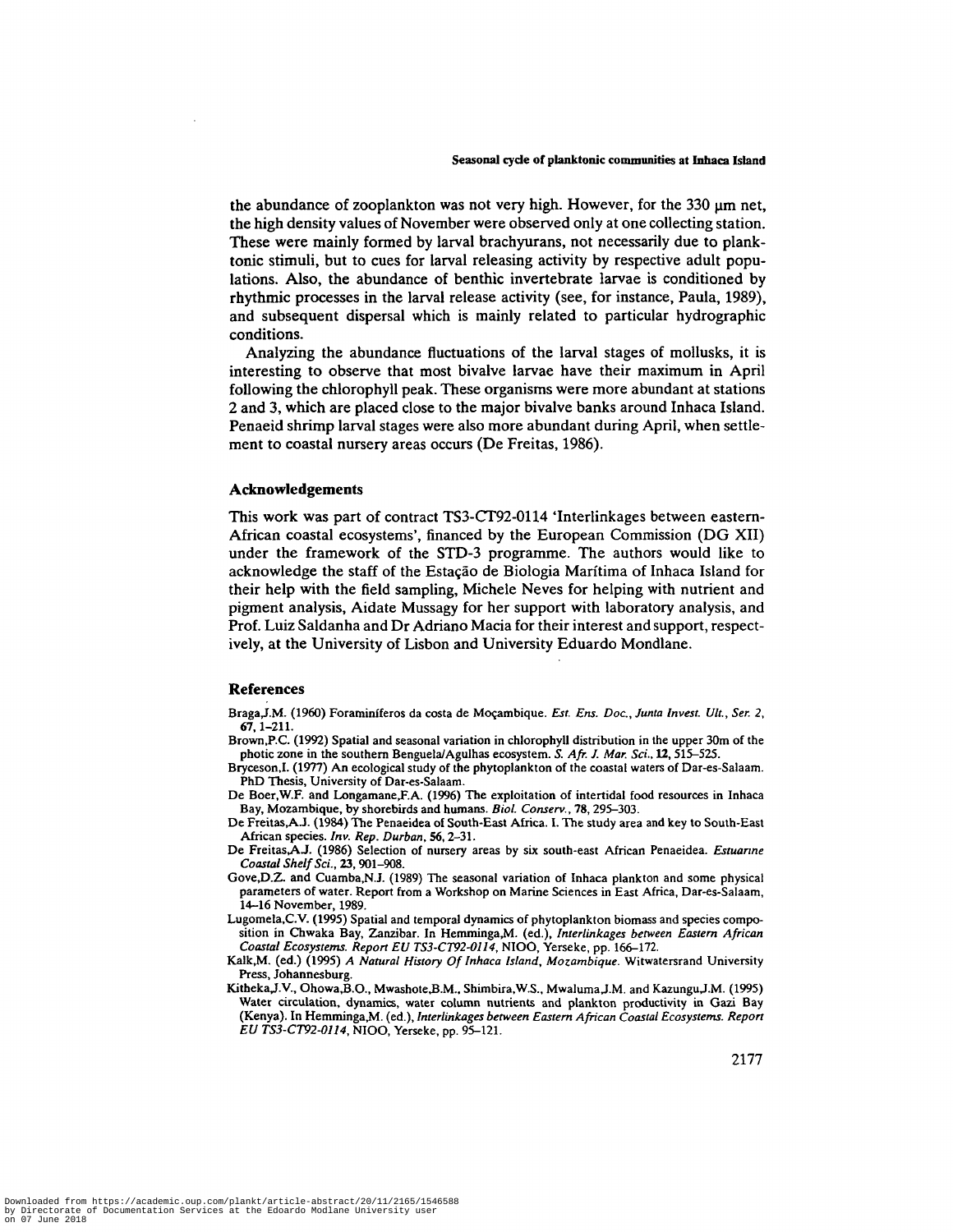the abundance of zooplankton was not very high. However, for the 330 μm net, the high density values of November were observed only at one collecting station. These were mainly formed by larval brachyurans, not necessarily due to planktonic stimuli, but to cues for larval releasing activity by respective adult populations. Also, the abundance of benthic invertebrate larvae is conditioned by rhythmic processes in the larval release activity (see, for instance, Paula, 1989), and subsequent dispersal which is mainly related to particular hydrographic conditions.

Analyzing the abundance fluctuations of the larval stages of mollusks, it is interesting to observe that most bivalve larvae have their maximum in April following the chlorophyll peak. These organisms were more abundant at stations 2 and 3, which are placed close to the major bivalve banks around Inhaca Island. Penaeid shrimp larval stages were also more abundant during April, when settlement to coastal nursery areas occurs (De Freitas, 1986).

## Acknowledgements

This work was part of contract TS3-CT92-0114 'Interlinkages between eastern-African coastal ecosystems', financed by the European Commission (DG XII) under the framework of the STD-3 programme. The authors would like to acknowledge the staff of the Estação de Biologia Marítima of Inhaca Island for their help with the field sampling, Michele Neves for helping with nutrient and pigment analysis, Aidate Mussagy for her support with laboratory analysis, and Prof. Luiz Saldanha and Dr Adriano Macia for their interest and support, respectively, at the University of Lisbon and University Eduardo Mondlane.

## References

Braga,J.M. (1960) Foraminíferos da costa de Moçambique. *Est. Ens. Doc., Junta Invest. Ult., Ser. 2*, **67**, 1–211.

Brown,P.C. (1992) Spatial and seasonal variation in chlorophyll distribution in the upper 30m of the photic zone in the southern Benguela/Agulhas ecosystem. *S. Afr. J. Mar. Sci.*, **12**, 515–525.

Bryceson,I. (1977) An ecological study of the phytoplankton of the coastal waters of Dar-es-Salaam. PhD Thesis, University of Dar-es-Salaam.

De Boer,W.F. and Longamane,F.A. (1996) The exploitation of intertidal food resources in Inhaca Bay, Mozambique, by shorebirds and humans. *Biol. Conserv.*, **78**, 295–303.

De Freitas,A.J. (1984) The Penaeidea of South-East Africa. I. The study area and key to South-East African species. *Inv. Rep. Durban*, **56**, 2–31.

De Freitas,A.J. (1986) Selection of nursery areas by six south-east African Penaeidea. *Estuarine Coastal Shelf Sci.*, **23**, 901–908.

Gove,D.Z. and Cuamba,N.J. (1989) The seasonal variation of Inhaca plankton and some physical parameters of water. Report from a Workshop on Marine Sciences in East Africa, Dar-es-Salaam, 14–16 November, 1989.

Lugomela,C.V. (1995) Spatial and temporal dynamics of phytoplankton biomass and species composition in Chwaka Bay, Zanzibar. In Hemminga,M. (ed.), *Interlinkages between Eastern African Coastal Ecosystems. Report EU TS3-CT92-0114*, NIOO, Yerseke, pp. 166–172.

Kalk,M. (ed.) (1995) *A Natural History Of Inhaca Island, Mozambique*. Witwatersrand University Press, Johannesburg.

Kitheka,J.V., Ohowa,B.O., Mwashote,B.M., Shimbira,W.S., Mwaluma,J.M. and Kazungu,J.M. (1995) Water circulation, dynamics, water column nutrients and plankton productivity in Gazi Bay (Kenya). In Hemminga,M. (ed.), *Interlinkages between Eastern African Coastal Ecosystems. Report EU TS3-CT92-0114*, NIOO, Yerseke, pp. 95–121.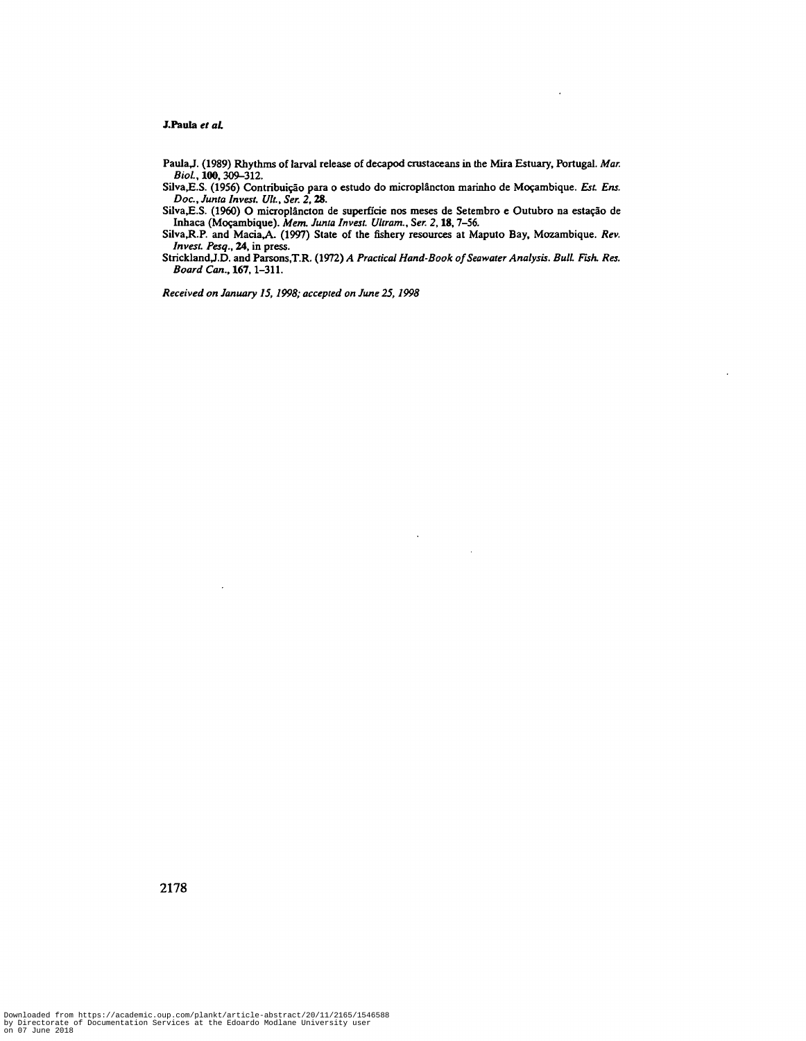Paula,J. (1989) Rhythms of larval release of decapod crustaceans in the Mira Estuary, Portugal. *Mar. Biol.*, **100**, 309–312.

Silva,E.S. (1956) Contribuição para o estudo do microplâncton marinho de Moçambique. *Est. Ens. Doc., Junta Invest. Ult., Ser. 2*, **28**.

Silva,E.S. (1960) O microplâncton de superfície nos meses de Setembro e Outubro na estação de Inhaca (Moçambique). *Mem. Junta Invest. Ultram., Ser. 2*, **18**, 7–56.

Silva,R.P. and Macia,A. (1997) State of the fishery resources at Maputo Bay, Mozambique. *Rev. Invest. Pesq.*, **24**, in press.

Strickland,J.D. and Parsons,T.R. (1972) *A Practical Hand-Book of Seawater Analysis. Bull. Fish. Res. Board Can.*, **167**, 1–311.

*Received on January 15, 1998; accepted on June 25, 1998*